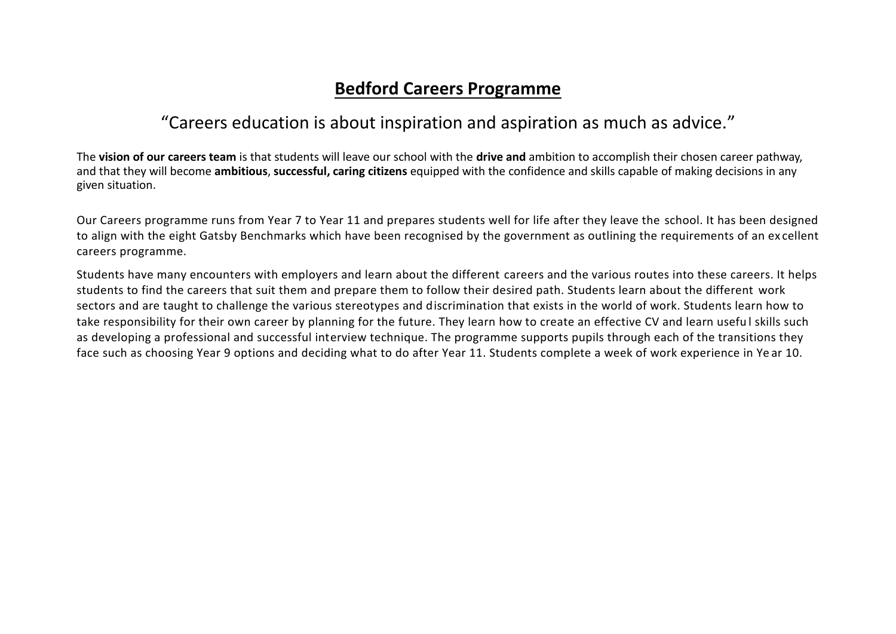# Bedford Careers Programme

## "Careers education is about inspiration and aspiration as much as advice."

The **vision of our careers team** is that students will leave our school with the **drive and** ambition to accomplish their chosen career pathway, and that they will become **ambitious**, **successful, caring citizens** equipped with the confidence and skills capable of making decisions in any given situation.

Our Careers programme runs from Year 7 to Year 11 and prepares students well for life after they leave the school. It has been designed to align with the eight Gatsby Benchmarks which have been recognised by the government as outlining the requirements of an excellent careers programme.

Students have many encounters with employers and learn about the different careers and the various routes into these careers. It helps students to find the careers that suit them and prepare them to follow their desired path. Students learn about the different work sectors and are taught to challenge the various stereotypes and discrimination that exists in the world of work. Students learn how to take responsibility for their own career by planning for the future. They learn how to create an effective CV and learn useful skills such as developing a professional and successful interview technique. The programme supports pupils through each of the transitions they face such as choosing Year 9 options and deciding what to do after Year 11. Students complete a week of work experience in Year 10.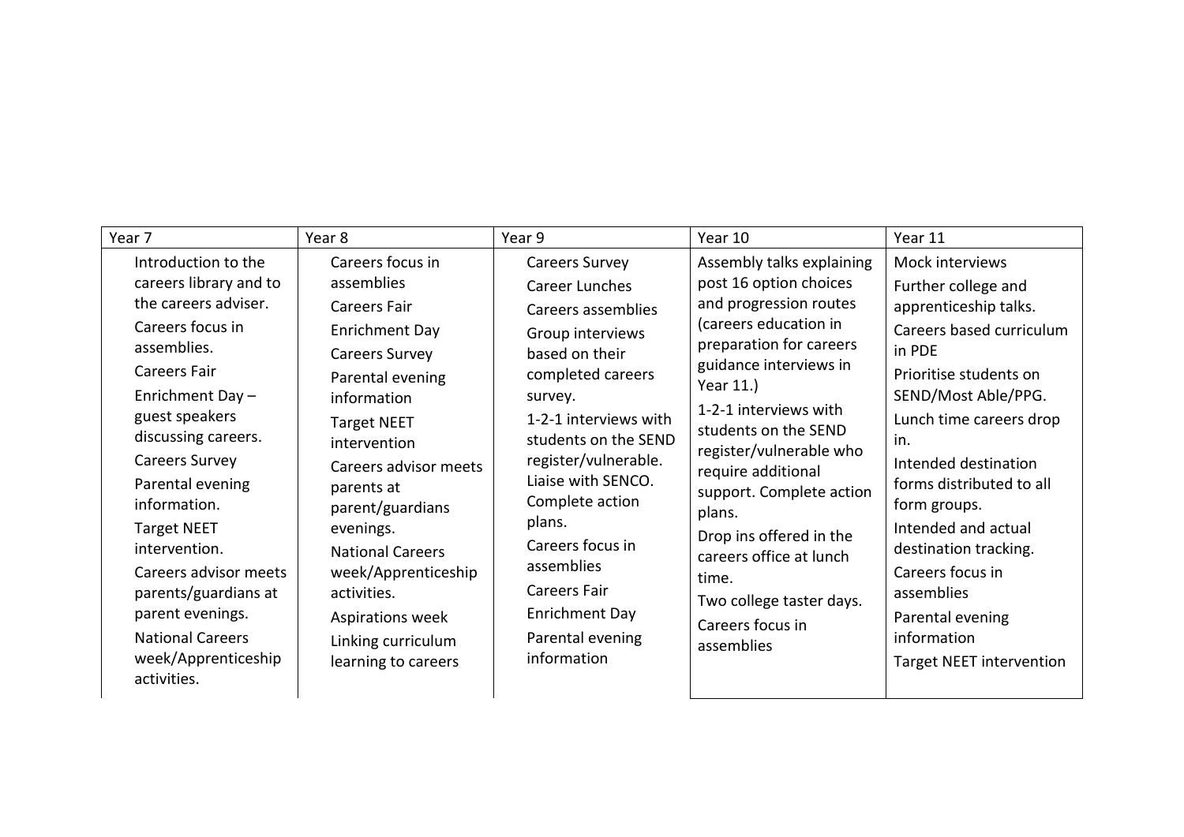| Year 7 | Year 8 | Year 9 | Year 10 | Year 11 |
|---|---|---|---|---|
| Introduction to the careers library and to the careers adviser.<br>Careers focus in assemblies.<br>Careers Fair<br>Enrichment Day – guest speakers discussing careers.<br>Careers Survey<br>Parental evening information.<br>Target NEET intervention.<br>Careers advisor meets parents/guardians at parent evenings.<br>National Careers week/Apprenticeship activities. | Careers focus in assemblies<br>Careers Fair<br>Enrichment Day<br>Careers Survey<br>Parental evening information<br>Target NEET intervention<br>Careers advisor meets parents at parent/guardians evenings.<br>National Careers week/Apprenticeship activities.<br>Aspirations week<br>Linking curriculum learning to careers | Careers Survey<br>Career Lunches<br>Careers assemblies<br>Group interviews based on their completed careers survey.<br>1-2-1 interviews with students on the SEND register/vulnerable. Liaise with SENCO. Complete action plans.<br>Careers focus in assemblies<br>Careers Fair<br>Enrichment Day<br>Parental evening information | Assembly talks explaining post 16 option choices and progression routes (careers education in preparation for careers guidance interviews in Year 11.)<br>1-2-1 interviews with students on the SEND register/vulnerable who require additional support. Complete action plans.<br>Drop ins offered in the careers office at lunch time.<br>Two college taster days.<br>Careers focus in assemblies | Mock interviews<br>Further college and apprenticeship talks.<br>Careers based curriculum in PDE<br>Prioritise students on SEND/Most Able/PPG.<br>Lunch time careers drop in.<br>Intended destination forms distributed to all form groups.<br>Intended and actual destination tracking.<br>Careers focus in assemblies<br>Parental evening information<br>Target NEET intervention |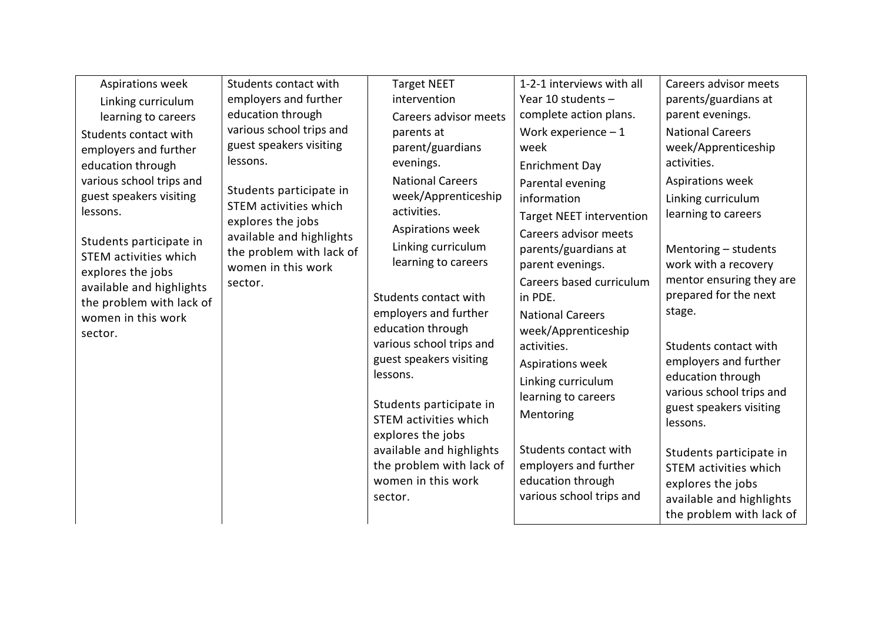| | | | | |
|---|---|---|---|---|
| Aspirations week<br>Linking curriculum learning to careers<br>Students contact with employers and further education through various school trips and guest speakers visiting lessons.<br><br>Students participate in STEM activities which explores the jobs available and highlights the problem with lack of women in this work sector. | Students contact with employers and further education through various school trips and guest speakers visiting lessons.<br><br>Students participate in STEM activities which explores the jobs available and highlights the problem with lack of women in this work sector. | Target NEET intervention<br>Careers advisor meets parents at parent/guardians evenings.<br>National Careers week/Apprenticeship activities.<br>Aspirations week<br>Linking curriculum learning to careers<br><br>Students contact with employers and further education through various school trips and guest speakers visiting lessons.<br><br>Students participate in STEM activities which explores the jobs available and highlights the problem with lack of women in this work sector. | 1-2-1 interviews with all Year 10 students – complete action plans.<br>Work experience – 1 week<br>Enrichment Day<br>Parental evening information<br>Target NEET intervention<br>Careers advisor meets parents/guardians at parent evenings.<br>Careers based curriculum in PDE.<br>National Careers week/Apprenticeship activities.<br>Aspirations week<br>Linking curriculum learning to careers<br>Mentoring<br><br>Students contact with employers and further education through various school trips and | Careers advisor meets parents/guardians at parent evenings.<br>National Careers week/Apprenticeship activities.<br>Aspirations week<br>Linking curriculum learning to careers<br><br>Mentoring – students work with a recovery mentor ensuring they are prepared for the next stage.<br><br>Students contact with employers and further education through various school trips and guest speakers visiting lessons.<br><br>Students participate in STEM activities which explores the jobs available and highlights the problem with lack of |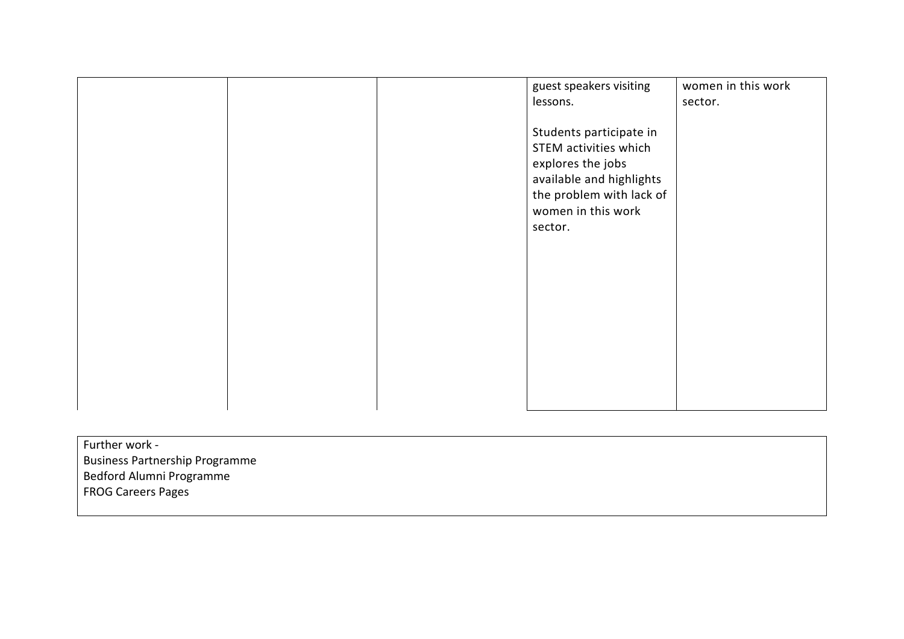| | | | | |
|---|---|---|---|---|
| | | | guest speakers visiting lessons.<br><br>Students participate in STEM activities which explores the jobs available and highlights the problem with lack of women in this work sector. | women in this work sector. |

Further work -
Business Partnership Programme
Bedford Alumni Programme
FROG Careers Pages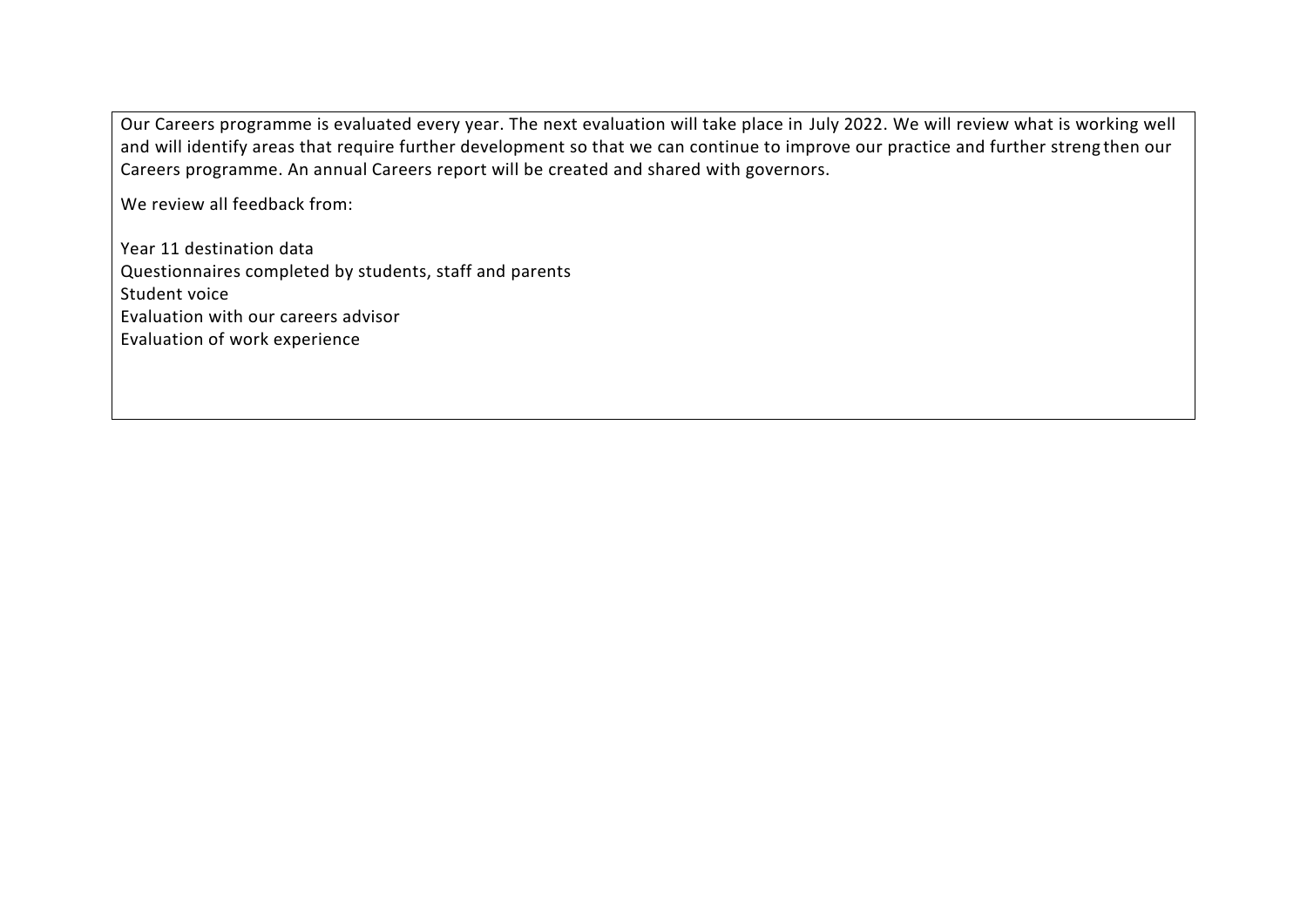Our Careers programme is evaluated every year. The next evaluation will take place in July 2022. We will review what is working well and will identify areas that require further development so that we can continue to improve our practice and further strengthen our Careers programme. An annual Careers report will be created and shared with governors.

We review all feedback from:

Year 11 destination data
Questionnaires completed by students, staff and parents
Student voice
Evaluation with our careers advisor
Evaluation of work experience